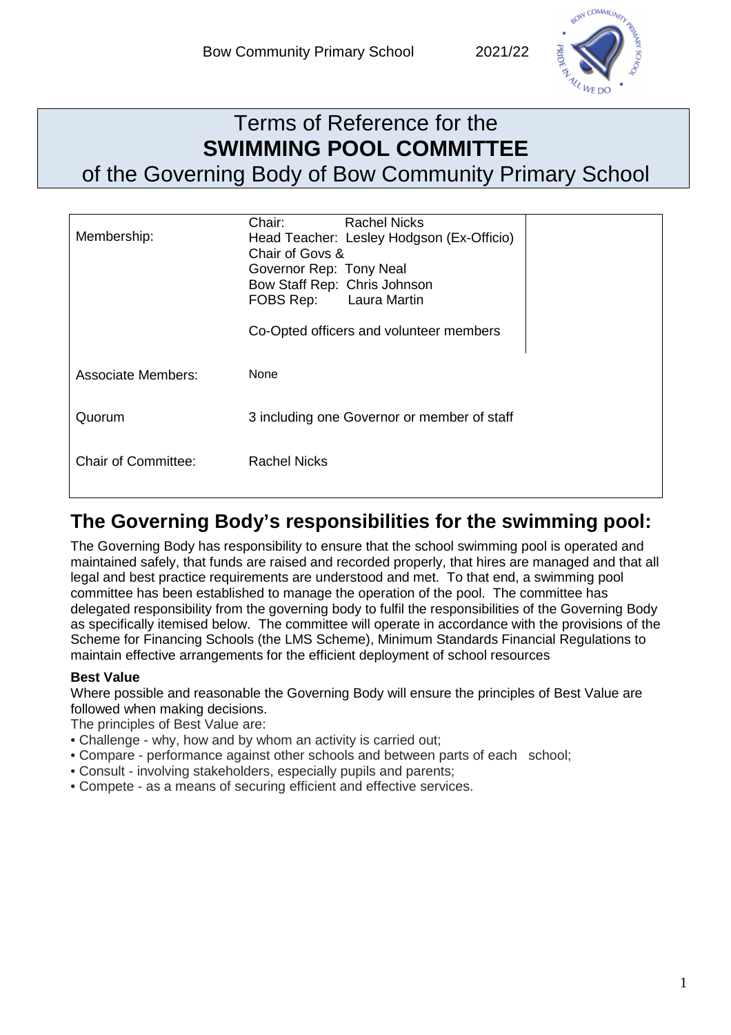# Terms of Reference for the **SWIMMING POOL COMMITTEE** of the Governing Body of Bow Community Primary School

| | |
|---|---|
| Membership: | Chair: Rachel Nicks<br>Head Teacher: Lesley Hodgson (Ex-Officio)<br>Chair of Govs &<br>Governor Rep: Tony Neal<br>Bow Staff Rep: Chris Johnson<br>FOBS Rep: Laura Martin<br><br>Co-Opted officers and volunteer members |
| Associate Members: | None |
| Quorum | 3 including one Governor or member of staff |
| Chair of Committee: | Rachel Nicks |

## The Governing Body's responsibilities for the swimming pool:

The Governing Body has responsibility to ensure that the school swimming pool is operated and maintained safely, that funds are raised and recorded properly, that hires are managed and that all legal and best practice requirements are understood and met. To that end, a swimming pool committee has been established to manage the operation of the pool. The committee has delegated responsibility from the governing body to fulfil the responsibilities of the Governing Body as specifically itemised below. The committee will operate in accordance with the provisions of the Scheme for Financing Schools (the LMS Scheme), Minimum Standards Financial Regulations to maintain effective arrangements for the efficient deployment of school resources

**Best Value**

Where possible and reasonable the Governing Body will ensure the principles of Best Value are followed when making decisions.

The principles of Best Value are:

- Challenge - why, how and by whom an activity is carried out;
- Compare - performance against other schools and between parts of each school;
- Consult - involving stakeholders, especially pupils and parents;
- Compete - as a means of securing efficient and effective services.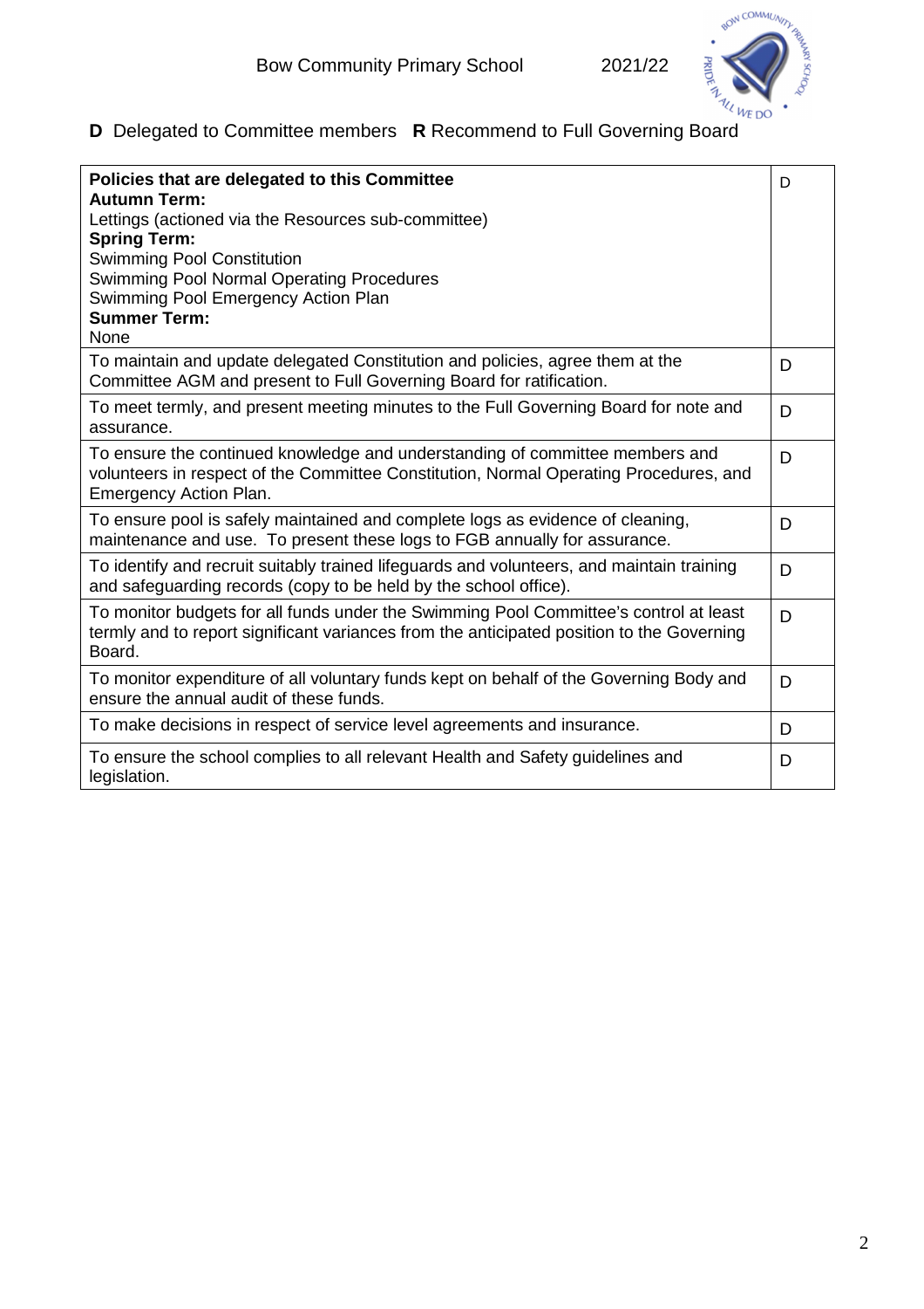**D** Delegated to Committee members **R** Recommend to Full Governing Board

| | |
|---|---|
| **Policies that are delegated to this Committee**<br>**Autumn Term:**<br>Lettings (actioned via the Resources sub-committee)<br>**Spring Term:**<br>Swimming Pool Constitution<br>Swimming Pool Normal Operating Procedures<br>Swimming Pool Emergency Action Plan<br>**Summer Term:**<br>None | D |
| To maintain and update delegated Constitution and policies, agree them at the Committee AGM and present to Full Governing Board for ratification. | D |
| To meet termly, and present meeting minutes to the Full Governing Board for note and assurance. | D |
| To ensure the continued knowledge and understanding of committee members and volunteers in respect of the Committee Constitution, Normal Operating Procedures, and Emergency Action Plan. | D |
| To ensure pool is safely maintained and complete logs as evidence of cleaning, maintenance and use. To present these logs to FGB annually for assurance. | D |
| To identify and recruit suitably trained lifeguards and volunteers, and maintain training and safeguarding records (copy to be held by the school office). | D |
| To monitor budgets for all funds under the Swimming Pool Committee's control at least termly and to report significant variances from the anticipated position to the Governing Board. | D |
| To monitor expenditure of all voluntary funds kept on behalf of the Governing Body and ensure the annual audit of these funds. | D |
| To make decisions in respect of service level agreements and insurance. | D |
| To ensure the school complies to all relevant Health and Safety guidelines and legislation. | D |